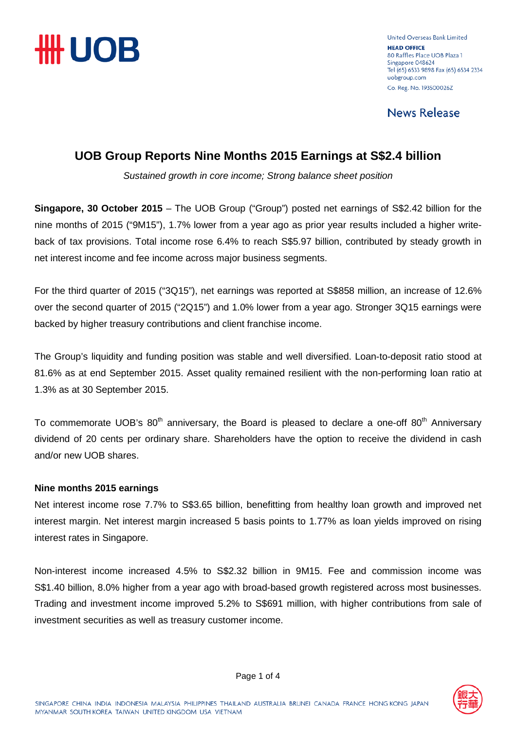United Overseas Bank Limited
**HEAD OFFICE**
80 Raffles Place UOB Plaza 1
Singapore 048624
Tel (65) 6533 9898 Fax (65) 6534 2334
uobgroup.com
Co. Reg. No. 193500026Z

News Release

# UOB Group Reports Nine Months 2015 Earnings at S$2.4 billion

*Sustained growth in core income; Strong balance sheet position*

**Singapore, 30 October 2015** – The UOB Group ("Group") posted net earnings of S$2.42 billion for the nine months of 2015 ("9M15"), 1.7% lower from a year ago as prior year results included a higher write-back of tax provisions. Total income rose 6.4% to reach S$5.97 billion, contributed by steady growth in net interest income and fee income across major business segments.

For the third quarter of 2015 ("3Q15"), net earnings was reported at S$858 million, an increase of 12.6% over the second quarter of 2015 ("2Q15") and 1.0% lower from a year ago. Stronger 3Q15 earnings were backed by higher treasury contributions and client franchise income.

The Group's liquidity and funding position was stable and well diversified. Loan-to-deposit ratio stood at 81.6% as at end September 2015. Asset quality remained resilient with the non-performing loan ratio at 1.3% as at 30 September 2015.

To commemorate UOB's 80th anniversary, the Board is pleased to declare a one-off 80th Anniversary dividend of 20 cents per ordinary share. Shareholders have the option to receive the dividend in cash and/or new UOB shares.

**Nine months 2015 earnings**

Net interest income rose 7.7% to S$3.65 billion, benefitting from healthy loan growth and improved net interest margin. Net interest margin increased 5 basis points to 1.77% as loan yields improved on rising interest rates in Singapore.

Non-interest income increased 4.5% to S$2.32 billion in 9M15. Fee and commission income was S$1.40 billion, 8.0% higher from a year ago with broad-based growth registered across most businesses. Trading and investment income improved 5.2% to S$691 million, with higher contributions from sale of investment securities as well as treasury customer income.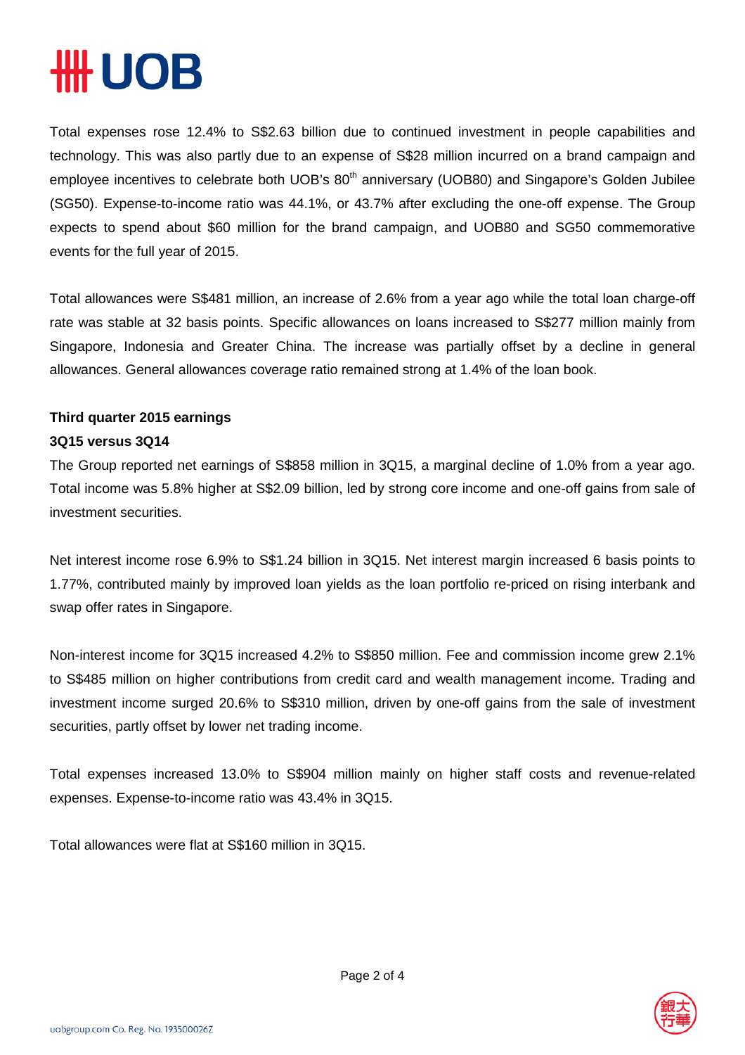Total expenses rose 12.4% to S$2.63 billion due to continued investment in people capabilities and technology. This was also partly due to an expense of S$28 million incurred on a brand campaign and employee incentives to celebrate both UOB's 80th anniversary (UOB80) and Singapore's Golden Jubilee (SG50). Expense-to-income ratio was 44.1%, or 43.7% after excluding the one-off expense. The Group expects to spend about $60 million for the brand campaign, and UOB80 and SG50 commemorative events for the full year of 2015.

Total allowances were S$481 million, an increase of 2.6% from a year ago while the total loan charge-off rate was stable at 32 basis points. Specific allowances on loans increased to S$277 million mainly from Singapore, Indonesia and Greater China. The increase was partially offset by a decline in general allowances. General allowances coverage ratio remained strong at 1.4% of the loan book.

**Third quarter 2015 earnings**

**3Q15 versus 3Q14**

The Group reported net earnings of S$858 million in 3Q15, a marginal decline of 1.0% from a year ago. Total income was 5.8% higher at S$2.09 billion, led by strong core income and one-off gains from sale of investment securities.

Net interest income rose 6.9% to S$1.24 billion in 3Q15. Net interest margin increased 6 basis points to 1.77%, contributed mainly by improved loan yields as the loan portfolio re-priced on rising interbank and swap offer rates in Singapore.

Non-interest income for 3Q15 increased 4.2% to S$850 million. Fee and commission income grew 2.1% to S$485 million on higher contributions from credit card and wealth management income. Trading and investment income surged 20.6% to S$310 million, driven by one-off gains from the sale of investment securities, partly offset by lower net trading income.

Total expenses increased 13.0% to S$904 million mainly on higher staff costs and revenue-related expenses. Expense-to-income ratio was 43.4% in 3Q15.

Total allowances were flat at S$160 million in 3Q15.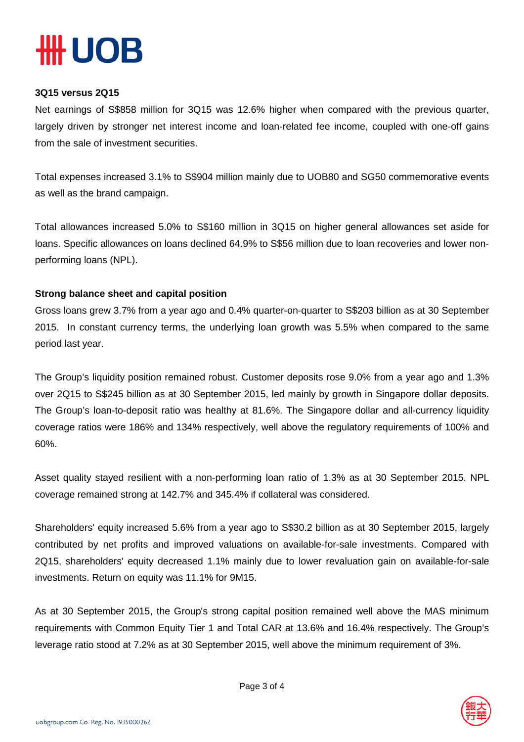**3Q15 versus 2Q15**

Net earnings of S$858 million for 3Q15 was 12.6% higher when compared with the previous quarter, largely driven by stronger net interest income and loan-related fee income, coupled with one-off gains from the sale of investment securities.

Total expenses increased 3.1% to S$904 million mainly due to UOB80 and SG50 commemorative events as well as the brand campaign.

Total allowances increased 5.0% to S$160 million in 3Q15 on higher general allowances set aside for loans. Specific allowances on loans declined 64.9% to S$56 million due to loan recoveries and lower non-performing loans (NPL).

**Strong balance sheet and capital position**

Gross loans grew 3.7% from a year ago and 0.4% quarter-on-quarter to S$203 billion as at 30 September 2015. In constant currency terms, the underlying loan growth was 5.5% when compared to the same period last year.

The Group's liquidity position remained robust. Customer deposits rose 9.0% from a year ago and 1.3% over 2Q15 to S$245 billion as at 30 September 2015, led mainly by growth in Singapore dollar deposits. The Group's loan-to-deposit ratio was healthy at 81.6%. The Singapore dollar and all-currency liquidity coverage ratios were 186% and 134% respectively, well above the regulatory requirements of 100% and 60%.

Asset quality stayed resilient with a non-performing loan ratio of 1.3% as at 30 September 2015. NPL coverage remained strong at 142.7% and 345.4% if collateral was considered.

Shareholders' equity increased 5.6% from a year ago to S$30.2 billion as at 30 September 2015, largely contributed by net profits and improved valuations on available-for-sale investments. Compared with 2Q15, shareholders' equity decreased 1.1% mainly due to lower revaluation gain on available-for-sale investments. Return on equity was 11.1% for 9M15.

As at 30 September 2015, the Group's strong capital position remained well above the MAS minimum requirements with Common Equity Tier 1 and Total CAR at 13.6% and 16.4% respectively. The Group's leverage ratio stood at 7.2% as at 30 September 2015, well above the minimum requirement of 3%.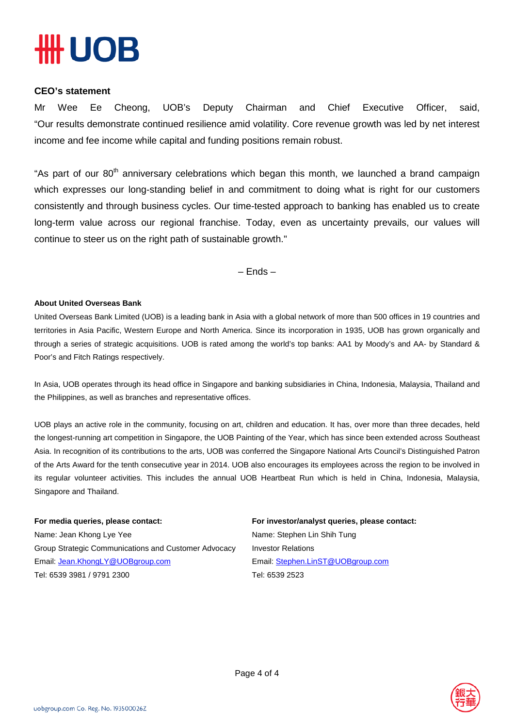**CEO's statement**

Mr Wee Ee Cheong, UOB's Deputy Chairman and Chief Executive Officer, said, "Our results demonstrate continued resilience amid volatility. Core revenue growth was led by net interest income and fee income while capital and funding positions remain robust.

"As part of our 80th anniversary celebrations which began this month, we launched a brand campaign which expresses our long-standing belief in and commitment to doing what is right for our customers consistently and through business cycles. Our time-tested approach to banking has enabled us to create long-term value across our regional franchise. Today, even as uncertainty prevails, our values will continue to steer us on the right path of sustainable growth."

– Ends –

**About United Overseas Bank**

United Overseas Bank Limited (UOB) is a leading bank in Asia with a global network of more than 500 offices in 19 countries and territories in Asia Pacific, Western Europe and North America. Since its incorporation in 1935, UOB has grown organically and through a series of strategic acquisitions. UOB is rated among the world's top banks: AA1 by Moody's and AA- by Standard & Poor's and Fitch Ratings respectively.

In Asia, UOB operates through its head office in Singapore and banking subsidiaries in China, Indonesia, Malaysia, Thailand and the Philippines, as well as branches and representative offices.

UOB plays an active role in the community, focusing on art, children and education. It has, over more than three decades, held the longest-running art competition in Singapore, the UOB Painting of the Year, which has since been extended across Southeast Asia. In recognition of its contributions to the arts, UOB was conferred the Singapore National Arts Council's Distinguished Patron of the Arts Award for the tenth consecutive year in 2014. UOB also encourages its employees across the region to be involved in its regular volunteer activities. This includes the annual UOB Heartbeat Run which is held in China, Indonesia, Malaysia, Singapore and Thailand.

**For media queries, please contact:**
Name: Jean Khong Lye Yee
Group Strategic Communications and Customer Advocacy
Email: Jean.KhongLY@UOBgroup.com
Tel: 6539 3981 / 9791 2300

**For investor/analyst queries, please contact:**
Name: Stephen Lin Shih Tung
Investor Relations
Email: Stephen.LinST@UOBgroup.com
Tel: 6539 2523